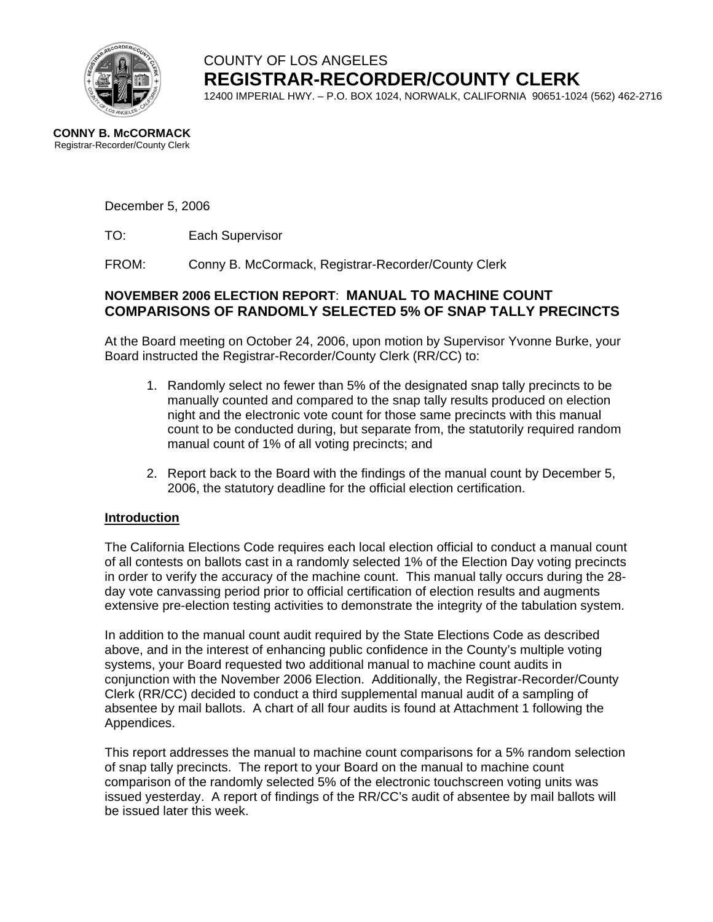COUNTY OF LOS ANGELES

# REGISTRAR-RECORDER/COUNTY CLERK

12400 IMPERIAL HWY. – P.O. BOX 1024, NORWALK, CALIFORNIA 90651-1024 (562) 462-2716

**CONNY B. McCORMACK**
Registrar-Recorder/County Clerk

December 5, 2006

TO: Each Supervisor

FROM: Conny B. McCormack, Registrar-Recorder/County Clerk

## NOVEMBER 2006 ELECTION REPORT: MANUAL TO MACHINE COUNT COMPARISONS OF RANDOMLY SELECTED 5% OF SNAP TALLY PRECINCTS

At the Board meeting on October 24, 2006, upon motion by Supervisor Yvonne Burke, your Board instructed the Registrar-Recorder/County Clerk (RR/CC) to:

1. Randomly select no fewer than 5% of the designated snap tally precincts to be manually counted and compared to the snap tally results produced on election night and the electronic vote count for those same precincts with this manual count to be conducted during, but separate from, the statutorily required random manual count of 1% of all voting precincts; and
2. Report back to the Board with the findings of the manual count by December 5, 2006, the statutory deadline for the official election certification.

### Introduction

The California Elections Code requires each local election official to conduct a manual count of all contests on ballots cast in a randomly selected 1% of the Election Day voting precincts in order to verify the accuracy of the machine count. This manual tally occurs during the 28-day vote canvassing period prior to official certification of election results and augments extensive pre-election testing activities to demonstrate the integrity of the tabulation system.

In addition to the manual count audit required by the State Elections Code as described above, and in the interest of enhancing public confidence in the County's multiple voting systems, your Board requested two additional manual to machine count audits in conjunction with the November 2006 Election. Additionally, the Registrar-Recorder/County Clerk (RR/CC) decided to conduct a third supplemental manual audit of a sampling of absentee by mail ballots. A chart of all four audits is found at Attachment 1 following the Appendices.

This report addresses the manual to machine count comparisons for a 5% random selection of snap tally precincts. The report to your Board on the manual to machine count comparison of the randomly selected 5% of the electronic touchscreen voting units was issued yesterday. A report of findings of the RR/CC's audit of absentee by mail ballots will be issued later this week.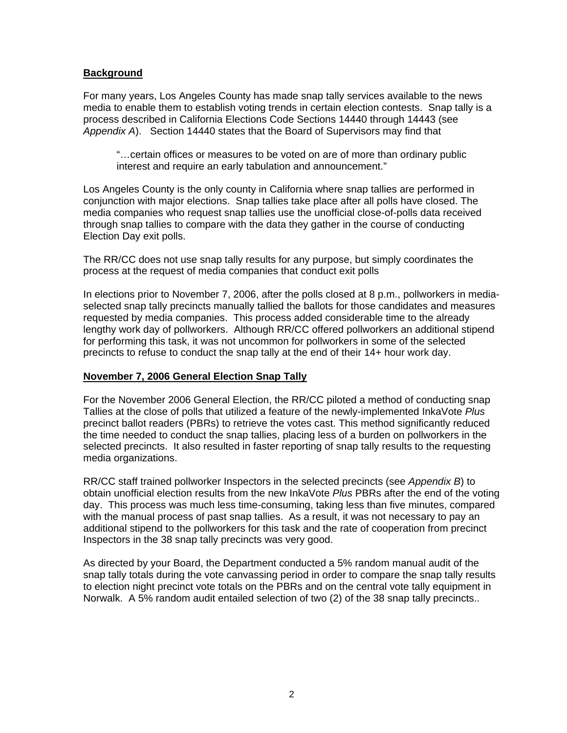## Background

For many years, Los Angeles County has made snap tally services available to the news media to enable them to establish voting trends in certain election contests. Snap tally is a process described in California Elections Code Sections 14440 through 14443 (see *Appendix A*). Section 14440 states that the Board of Supervisors may find that

> "…certain offices or measures to be voted on are of more than ordinary public interest and require an early tabulation and announcement."

Los Angeles County is the only county in California where snap tallies are performed in conjunction with major elections. Snap tallies take place after all polls have closed. The media companies who request snap tallies use the unofficial close-of-polls data received through snap tallies to compare with the data they gather in the course of conducting Election Day exit polls.

The RR/CC does not use snap tally results for any purpose, but simply coordinates the process at the request of media companies that conduct exit polls

In elections prior to November 7, 2006, after the polls closed at 8 p.m., pollworkers in media-selected snap tally precincts manually tallied the ballots for those candidates and measures requested by media companies. This process added considerable time to the already lengthy work day of pollworkers. Although RR/CC offered pollworkers an additional stipend for performing this task, it was not uncommon for pollworkers in some of the selected precincts to refuse to conduct the snap tally at the end of their 14+ hour work day.

## November 7, 2006 General Election Snap Tally

For the November 2006 General Election, the RR/CC piloted a method of conducting snap Tallies at the close of polls that utilized a feature of the newly-implemented InkaVote *Plus* precinct ballot readers (PBRs) to retrieve the votes cast. This method significantly reduced the time needed to conduct the snap tallies, placing less of a burden on pollworkers in the selected precincts. It also resulted in faster reporting of snap tally results to the requesting media organizations.

RR/CC staff trained pollworker Inspectors in the selected precincts (see *Appendix B*) to obtain unofficial election results from the new InkaVote *Plus* PBRs after the end of the voting day. This process was much less time-consuming, taking less than five minutes, compared with the manual process of past snap tallies. As a result, it was not necessary to pay an additional stipend to the pollworkers for this task and the rate of cooperation from precinct Inspectors in the 38 snap tally precincts was very good.

As directed by your Board, the Department conducted a 5% random manual audit of the snap tally totals during the vote canvassing period in order to compare the snap tally results to election night precinct vote totals on the PBRs and on the central vote tally equipment in Norwalk. A 5% random audit entailed selection of two (2) of the 38 snap tally precincts..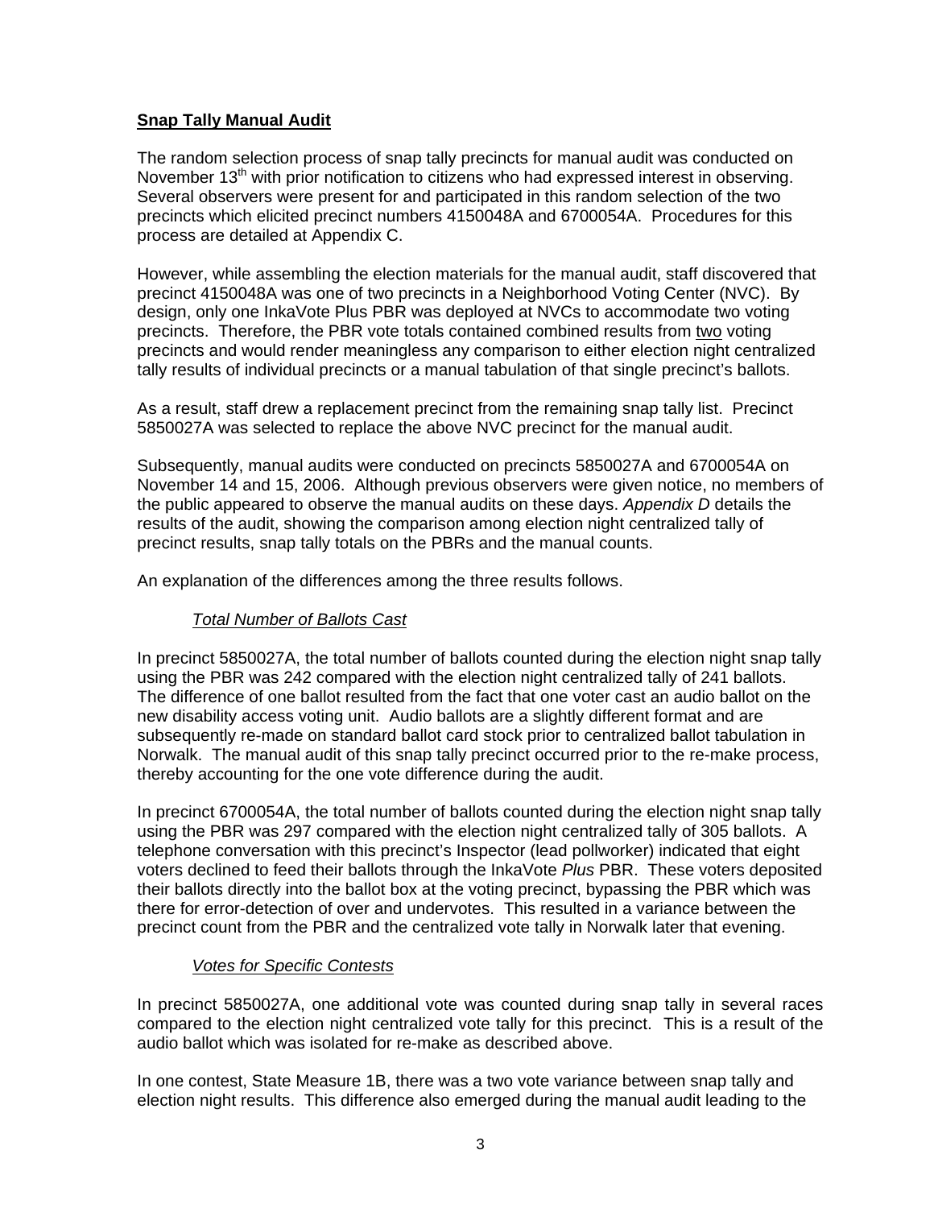**Snap Tally Manual Audit**

The random selection process of snap tally precincts for manual audit was conducted on November 13th with prior notification to citizens who had expressed interest in observing. Several observers were present for and participated in this random selection of the two precincts which elicited precinct numbers 4150048A and 6700054A. Procedures for this process are detailed at Appendix C.

However, while assembling the election materials for the manual audit, staff discovered that precinct 4150048A was one of two precincts in a Neighborhood Voting Center (NVC). By design, only one InkaVote Plus PBR was deployed at NVCs to accommodate two voting precincts. Therefore, the PBR vote totals contained combined results from two voting precincts and would render meaningless any comparison to either election night centralized tally results of individual precincts or a manual tabulation of that single precinct's ballots.

As a result, staff drew a replacement precinct from the remaining snap tally list. Precinct 5850027A was selected to replace the above NVC precinct for the manual audit.

Subsequently, manual audits were conducted on precincts 5850027A and 6700054A on November 14 and 15, 2006. Although previous observers were given notice, no members of the public appeared to observe the manual audits on these days. *Appendix D* details the results of the audit, showing the comparison among election night centralized tally of precinct results, snap tally totals on the PBRs and the manual counts.

An explanation of the differences among the three results follows.

*Total Number of Ballots Cast*

In precinct 5850027A, the total number of ballots counted during the election night snap tally using the PBR was 242 compared with the election night centralized tally of 241 ballots. The difference of one ballot resulted from the fact that one voter cast an audio ballot on the new disability access voting unit. Audio ballots are a slightly different format and are subsequently re-made on standard ballot card stock prior to centralized ballot tabulation in Norwalk. The manual audit of this snap tally precinct occurred prior to the re-make process, thereby accounting for the one vote difference during the audit.

In precinct 6700054A, the total number of ballots counted during the election night snap tally using the PBR was 297 compared with the election night centralized tally of 305 ballots. A telephone conversation with this precinct's Inspector (lead pollworker) indicated that eight voters declined to feed their ballots through the InkaVote *Plus* PBR. These voters deposited their ballots directly into the ballot box at the voting precinct, bypassing the PBR which was there for error-detection of over and undervotes. This resulted in a variance between the precinct count from the PBR and the centralized vote tally in Norwalk later that evening.

*Votes for Specific Contests*

In precinct 5850027A, one additional vote was counted during snap tally in several races compared to the election night centralized vote tally for this precinct. This is a result of the audio ballot which was isolated for re-make as described above.

In one contest, State Measure 1B, there was a two vote variance between snap tally and election night results. This difference also emerged during the manual audit leading to the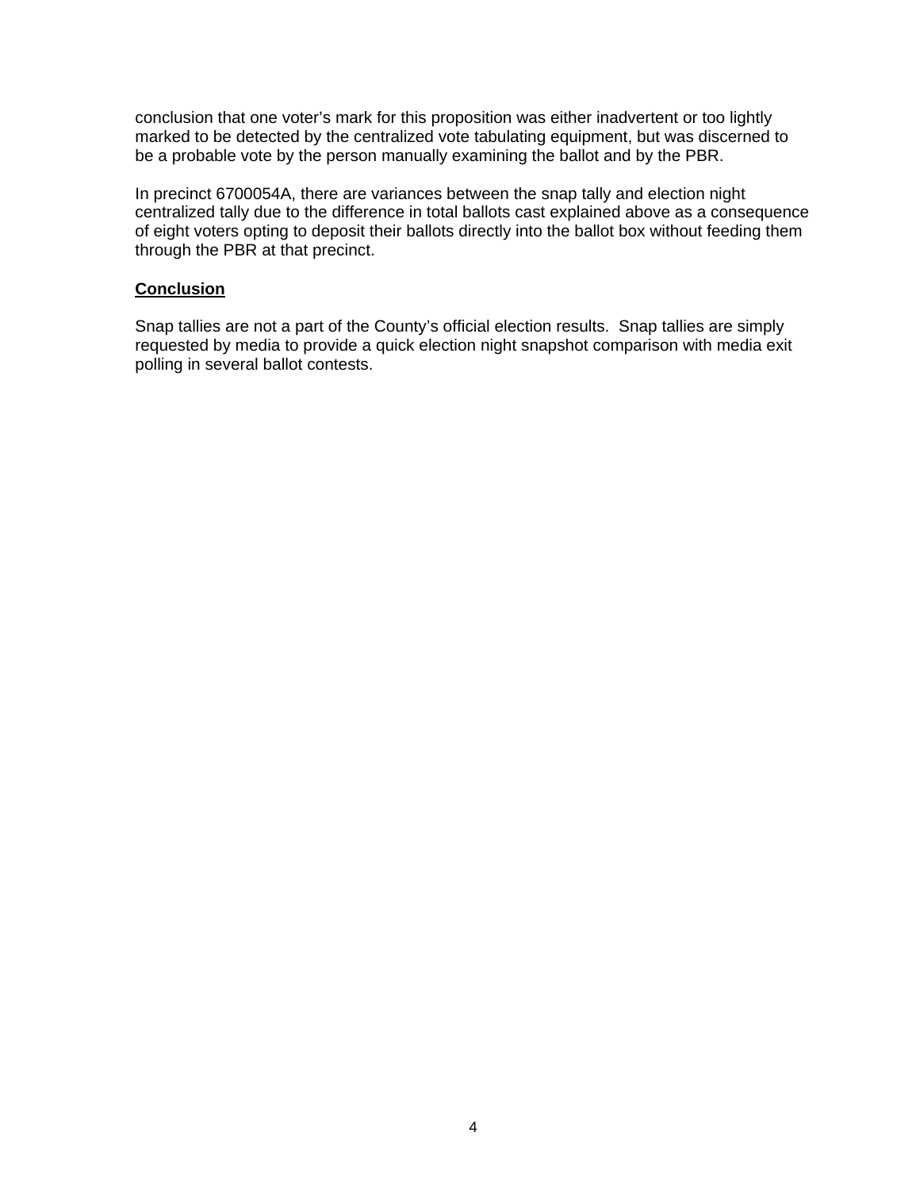conclusion that one voter's mark for this proposition was either inadvertent or too lightly marked to be detected by the centralized vote tabulating equipment, but was discerned to be a probable vote by the person manually examining the ballot and by the PBR.

In precinct 6700054A, there are variances between the snap tally and election night centralized tally due to the difference in total ballots cast explained above as a consequence of eight voters opting to deposit their ballots directly into the ballot box without feeding them through the PBR at that precinct.

**Conclusion**

Snap tallies are not a part of the County's official election results. Snap tallies are simply requested by media to provide a quick election night snapshot comparison with media exit polling in several ballot contests.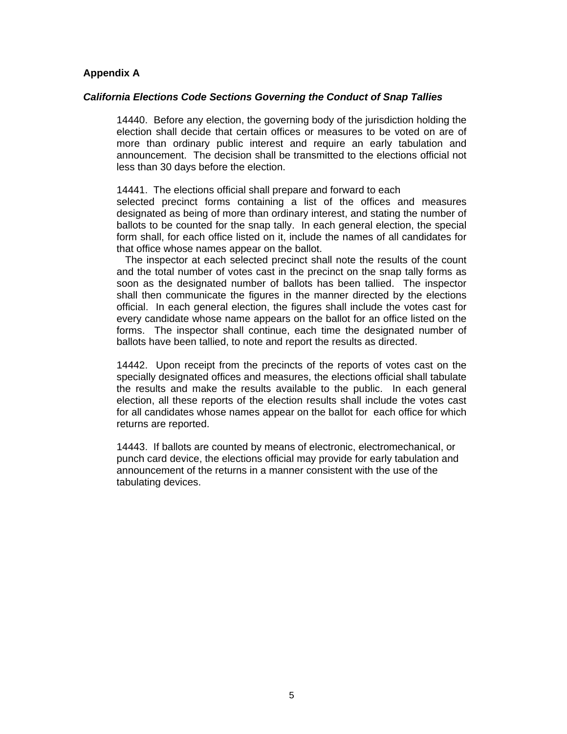**Appendix A**

***California Elections Code Sections Governing the Conduct of Snap Tallies***

14440. Before any election, the governing body of the jurisdiction holding the election shall decide that certain offices or measures to be voted on are of more than ordinary public interest and require an early tabulation and announcement. The decision shall be transmitted to the elections official not less than 30 days before the election.

14441. The elections official shall prepare and forward to each selected precinct forms containing a list of the offices and measures designated as being of more than ordinary interest, and stating the number of ballots to be counted for the snap tally. In each general election, the special form shall, for each office listed on it, include the names of all candidates for that office whose names appear on the ballot.

The inspector at each selected precinct shall note the results of the count and the total number of votes cast in the precinct on the snap tally forms as soon as the designated number of ballots has been tallied. The inspector shall then communicate the figures in the manner directed by the elections official. In each general election, the figures shall include the votes cast for every candidate whose name appears on the ballot for an office listed on the forms. The inspector shall continue, each time the designated number of ballots have been tallied, to note and report the results as directed.

14442. Upon receipt from the precincts of the reports of votes cast on the specially designated offices and measures, the elections official shall tabulate the results and make the results available to the public. In each general election, all these reports of the election results shall include the votes cast for all candidates whose names appear on the ballot for each office for which returns are reported.

14443. If ballots are counted by means of electronic, electromechanical, or punch card device, the elections official may provide for early tabulation and announcement of the returns in a manner consistent with the use of the tabulating devices.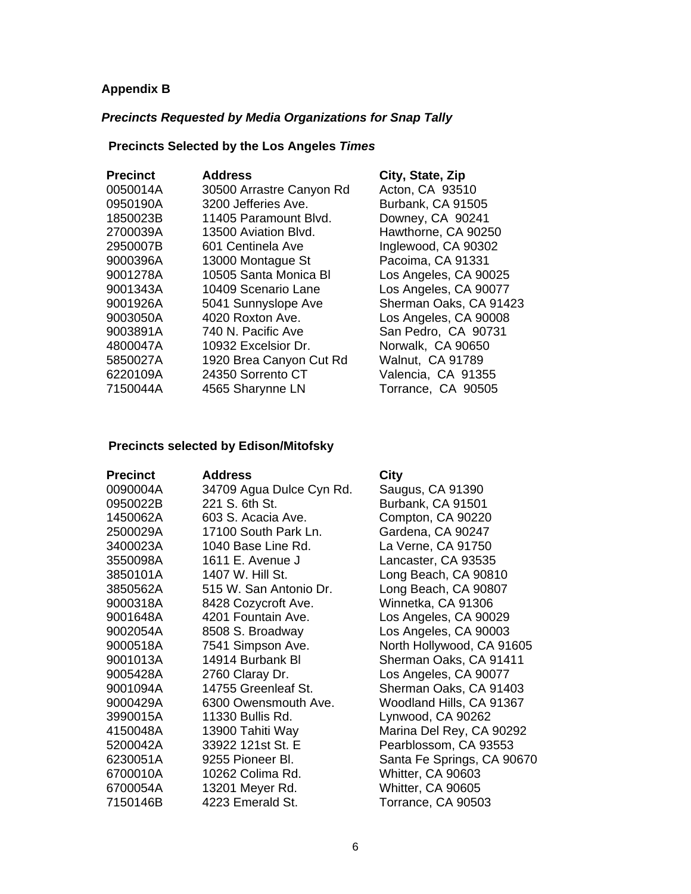## Appendix B

### *Precincts Requested by Media Organizations for Snap Tally*

#### Precincts Selected by the Los Angeles *Times*

| Precinct | Address | City, State, Zip |
|---|---|---|
| 0050014A | 30500 Arrastre Canyon Rd | Acton, CA 93510 |
| 0950190A | 3200 Jefferies Ave. | Burbank, CA 91505 |
| 1850023B | 11405 Paramount Blvd. | Downey, CA 90241 |
| 2700039A | 13500 Aviation Blvd. | Hawthorne, CA 90250 |
| 2950007B | 601 Centinela Ave | Inglewood, CA 90302 |
| 9000396A | 13000 Montague St | Pacoima, CA 91331 |
| 9001278A | 10505 Santa Monica Bl | Los Angeles, CA 90025 |
| 9001343A | 10409 Scenario Lane | Los Angeles, CA 90077 |
| 9001926A | 5041 Sunnyslope Ave | Sherman Oaks, CA 91423 |
| 9003050A | 4020 Roxton Ave. | Los Angeles, CA 90008 |
| 9003891A | 740 N. Pacific Ave | San Pedro, CA 90731 |
| 4800047A | 10932 Excelsior Dr. | Norwalk, CA 90650 |
| 5850027A | 1920 Brea Canyon Cut Rd | Walnut, CA 91789 |
| 6220109A | 24350 Sorrento CT | Valencia, CA 91355 |
| 7150044A | 4565 Sharynne LN | Torrance, CA 90505 |

#### Precincts selected by Edison/Mitofsky

| Precinct | Address | City |
|---|---|---|
| 0090004A | 34709 Agua Dulce Cyn Rd. | Saugus, CA 91390 |
| 0950022B | 221 S. 6th St. | Burbank, CA 91501 |
| 1450062A | 603 S. Acacia Ave. | Compton, CA 90220 |
| 2500029A | 17100 South Park Ln. | Gardena, CA 90247 |
| 3400023A | 1040 Base Line Rd. | La Verne, CA 91750 |
| 3550098A | 1611 E. Avenue J | Lancaster, CA 93535 |
| 3850101A | 1407 W. Hill St. | Long Beach, CA 90810 |
| 3850562A | 515 W. San Antonio Dr. | Long Beach, CA 90807 |
| 9000318A | 8428 Cozycroft Ave. | Winnetka, CA 91306 |
| 9001648A | 4201 Fountain Ave. | Los Angeles, CA 90029 |
| 9002054A | 8508 S. Broadway | Los Angeles, CA 90003 |
| 9000518A | 7541 Simpson Ave. | North Hollywood, CA 91605 |
| 9001013A | 14914 Burbank Bl | Sherman Oaks, CA 91411 |
| 9005428A | 2760 Claray Dr. | Los Angeles, CA 90077 |
| 9001094A | 14755 Greenleaf St. | Sherman Oaks, CA 91403 |
| 9000429A | 6300 Owensmouth Ave. | Woodland Hills, CA 91367 |
| 3990015A | 11330 Bullis Rd. | Lynwood, CA 90262 |
| 4150048A | 13900 Tahiti Way | Marina Del Rey, CA 90292 |
| 5200042A | 33922 121st St. E | Pearblossom, CA 93553 |
| 6230051A | 9255 Pioneer Bl. | Santa Fe Springs, CA 90670 |
| 6700010A | 10262 Colima Rd. | Whitter, CA 90603 |
| 6700054A | 13201 Meyer Rd. | Whitter, CA 90605 |
| 7150146B | 4223 Emerald St. | Torrance, CA 90503 |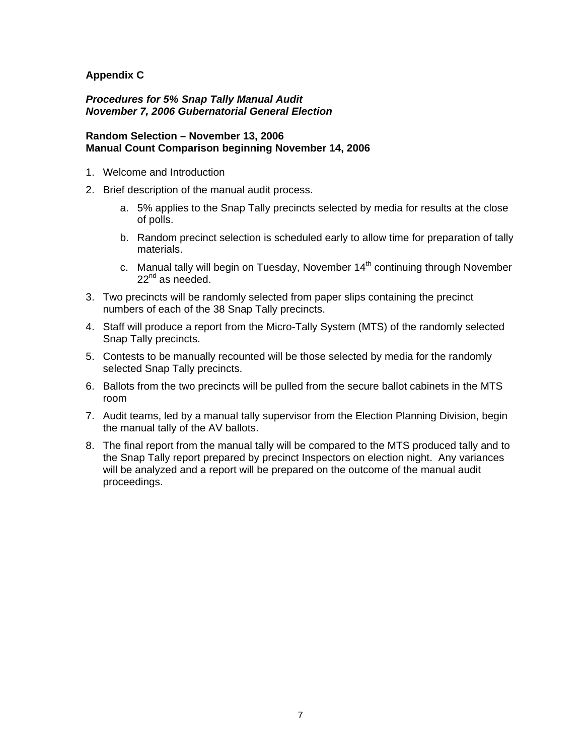## Appendix C

***Procedures for 5% Snap Tally Manual Audit***
***November 7, 2006 Gubernatorial General Election***

**Random Selection – November 13, 2006**
**Manual Count Comparison beginning November 14, 2006**

1. Welcome and Introduction
2. Brief description of the manual audit process.
    a. 5% applies to the Snap Tally precincts selected by media for results at the close of polls.
    b. Random precinct selection is scheduled early to allow time for preparation of tally materials.
    c. Manual tally will begin on Tuesday, November 14th continuing through November 22nd as needed.
3. Two precincts will be randomly selected from paper slips containing the precinct numbers of each of the 38 Snap Tally precincts.
4. Staff will produce a report from the Micro-Tally System (MTS) of the randomly selected Snap Tally precincts.
5. Contests to be manually recounted will be those selected by media for the randomly selected Snap Tally precincts.
6. Ballots from the two precincts will be pulled from the secure ballot cabinets in the MTS room
7. Audit teams, led by a manual tally supervisor from the Election Planning Division, begin the manual tally of the AV ballots.
8. The final report from the manual tally will be compared to the MTS produced tally and to the Snap Tally report prepared by precinct Inspectors on election night. Any variances will be analyzed and a report will be prepared on the outcome of the manual audit proceedings.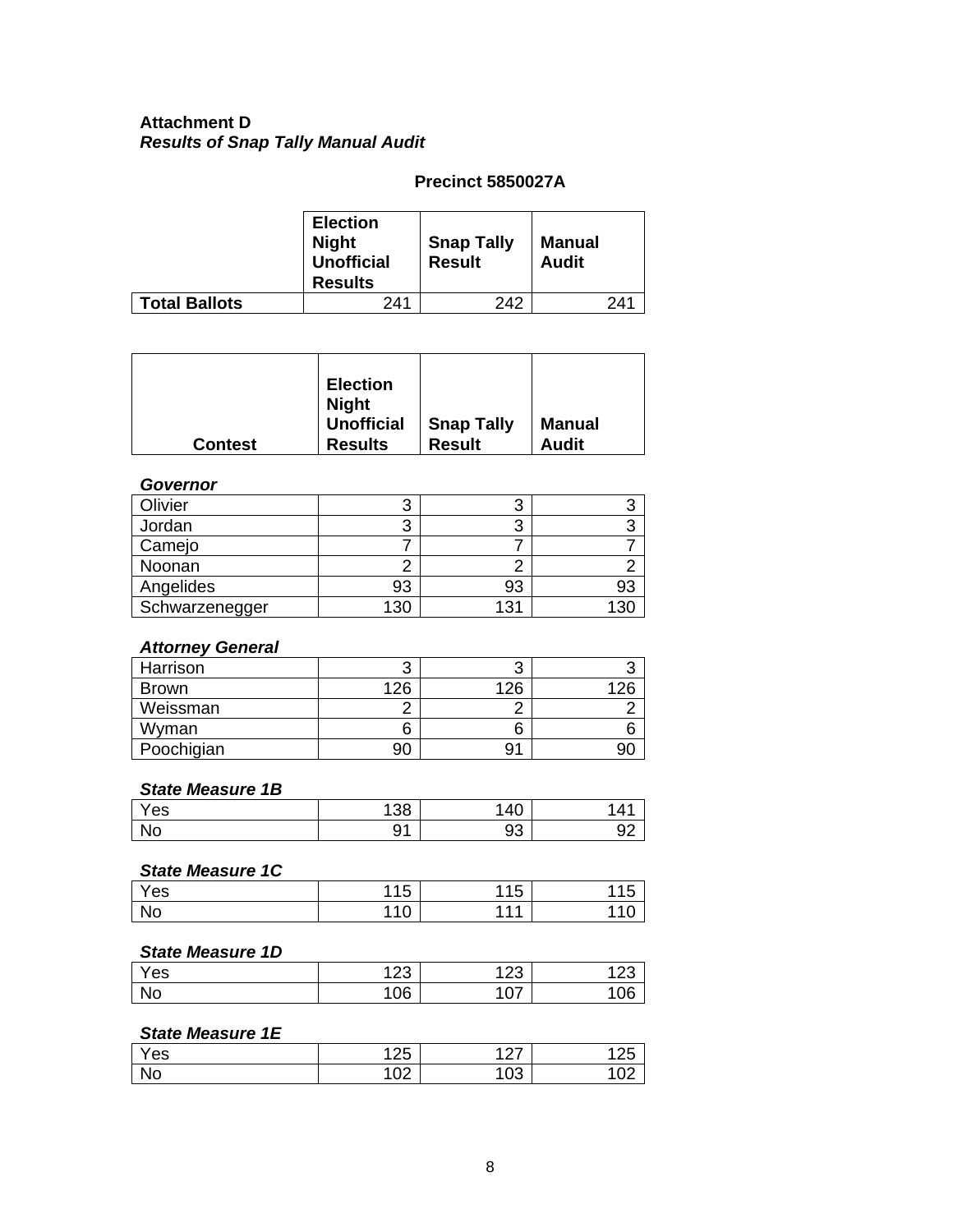**Attachment D**
***Results of Snap Tally Manual Audit***

**Precinct 5850027A**

| | Election Night Unofficial Results | Snap Tally Result | Manual Audit |
|---|---|---|---|
| **Total Ballots** | 241 | 242 | 241 |

| Contest | Election Night Unofficial Results | Snap Tally Result | Manual Audit |
|---|---|---|---|
| ***Governor*** | | | |
| Olivier | 3 | 3 | 3 |
| Jordan | 3 | 3 | 3 |
| Camejo | 7 | 7 | 7 |
| Noonan | 2 | 2 | 2 |
| Angelides | 93 | 93 | 93 |
| Schwarzenegger | 130 | 131 | 130 |
| ***Attorney General*** | | | |
| Harrison | 3 | 3 | 3 |
| Brown | 126 | 126 | 126 |
| Weissman | 2 | 2 | 2 |
| Wyman | 6 | 6 | 6 |
| Poochigian | 90 | 91 | 90 |
| ***State Measure 1B*** | | | |
| Yes | 138 | 140 | 141 |
| No | 91 | 93 | 92 |
| ***State Measure 1C*** | | | |
| Yes | 115 | 115 | 115 |
| No | 110 | 111 | 110 |
| ***State Measure 1D*** | | | |
| Yes | 123 | 123 | 123 |
| No | 106 | 107 | 106 |
| ***State Measure 1E*** | | | |
| Yes | 125 | 127 | 125 |
| No | 102 | 103 | 102 |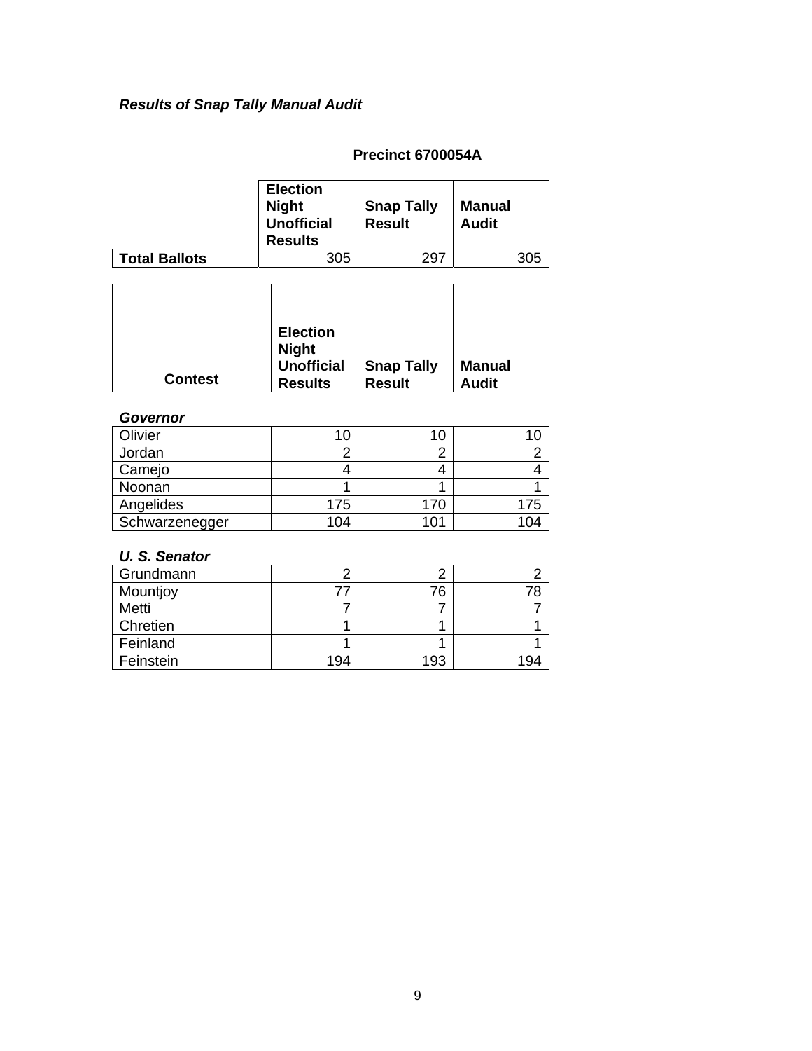***Results of Snap Tally Manual Audit***

**Precinct 6700054A**

| | Election Night Unofficial Results | Snap Tally Result | Manual Audit |
|---|---|---|---|
| **Total Ballots** | 305 | 297 | 305 |

| Contest | Election Night Unofficial Results | Snap Tally Result | Manual Audit |
|---|---|---|---|
| ***Governor*** | | | |
| Olivier | 10 | 10 | 10 |
| Jordan | 2 | 2 | 2 |
| Camejo | 4 | 4 | 4 |
| Noonan | 1 | 1 | 1 |
| Angelides | 175 | 170 | 175 |
| Schwarzenegger | 104 | 101 | 104 |
| ***U. S. Senator*** | | | |
| Grundmann | 2 | 2 | 2 |
| Mountjoy | 77 | 76 | 78 |
| Metti | 7 | 7 | 7 |
| Chretien | 1 | 1 | 1 |
| Feinland | 1 | 1 | 1 |
| Feinstein | 194 | 193 | 194 |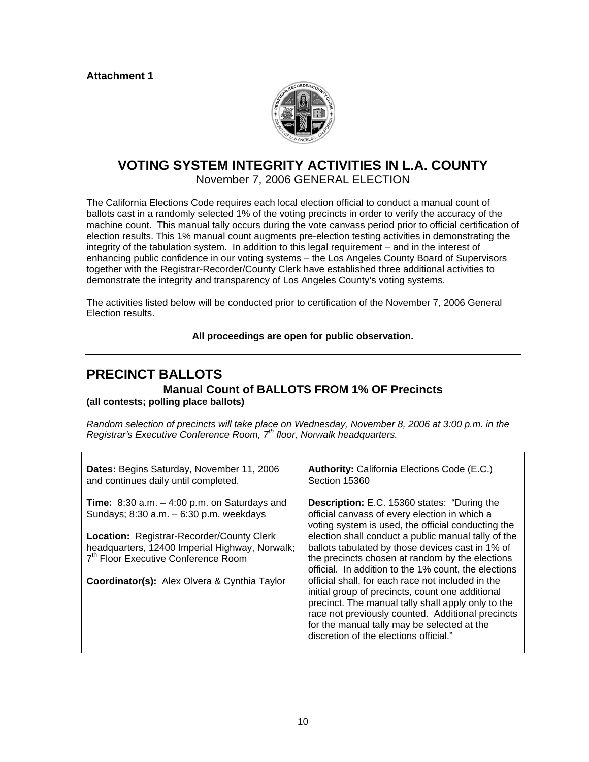**Attachment 1**

# VOTING SYSTEM INTEGRITY ACTIVITIES IN L.A. COUNTY

November 7, 2006 GENERAL ELECTION

The California Elections Code requires each local election official to conduct a manual count of ballots cast in a randomly selected 1% of the voting precincts in order to verify the accuracy of the machine count. This manual tally occurs during the vote canvass period prior to official certification of election results. This 1% manual count augments pre-election testing activities in demonstrating the integrity of the tabulation system. In addition to this legal requirement – and in the interest of enhancing public confidence in our voting systems – the Los Angeles County Board of Supervisors together with the Registrar-Recorder/County Clerk have established three additional activities to demonstrate the integrity and transparency of Los Angeles County's voting systems.

The activities listed below will be conducted prior to certification of the November 7, 2006 General Election results.

**All proceedings are open for public observation.**

---

## PRECINCT BALLOTS

### Manual Count of BALLOTS FROM 1% OF Precincts

**(all contests; polling place ballots)**

*Random selection of precincts will take place on Wednesday, November 8, 2006 at 3:00 p.m. in the Registrar's Executive Conference Room, 7th floor, Norwalk headquarters.*

| | |
|---|---|
| **Dates:** Begins Saturday, November 11, 2006 and continues daily until completed.<br><br>**Time:** 8:30 a.m. – 4:00 p.m. on Saturdays and Sundays; 8:30 a.m. – 6:30 p.m. weekdays<br><br>**Location:** Registrar-Recorder/County Clerk headquarters, 12400 Imperial Highway, Norwalk; 7th Floor Executive Conference Room<br><br>**Coordinator(s):** Alex Olvera & Cynthia Taylor | **Authority:** California Elections Code (E.C.) Section 15360<br><br>**Description:** E.C. 15360 states: "During the official canvass of every election in which a voting system is used, the official conducting the election shall conduct a public manual tally of the ballots tabulated by those devices cast in 1% of the precincts chosen at random by the elections official. In addition to the 1% count, the elections official shall, for each race not included in the initial group of precincts, count one additional precinct. The manual tally shall apply only to the race not previously counted. Additional precincts for the manual tally may be selected at the discretion of the elections official." |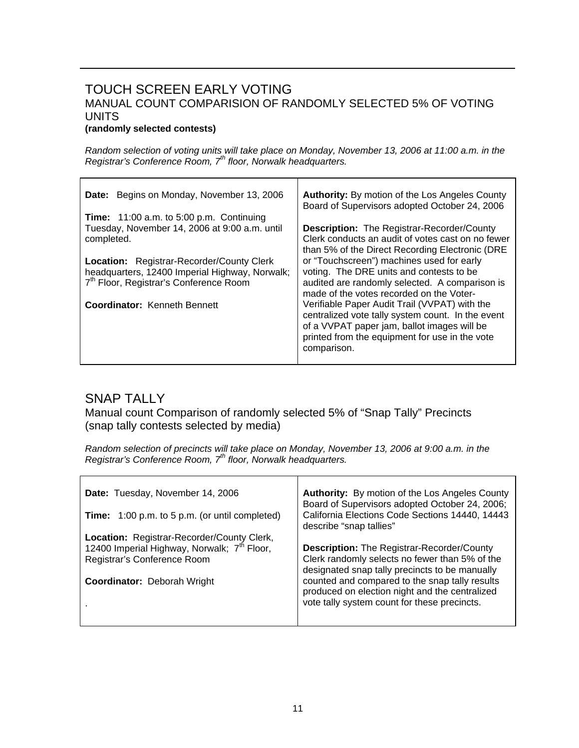## TOUCH SCREEN EARLY VOTING

### MANUAL COUNT COMPARISION OF RANDOMLY SELECTED 5% OF VOTING UNITS

**(randomly selected contests)**

*Random selection of voting units will take place on Monday, November 13, 2006 at 11:00 a.m. in the Registrar's Conference Room, 7th floor, Norwalk headquarters.*

| | |
|---|---|
| **Date:** Begins on Monday, November 13, 2006<br><br>**Time:** 11:00 a.m. to 5:00 p.m. Continuing Tuesday, November 14, 2006 at 9:00 a.m. until completed.<br><br>**Location:** Registrar-Recorder/County Clerk headquarters, 12400 Imperial Highway, Norwalk; 7th Floor, Registrar's Conference Room<br><br>**Coordinator:** Kenneth Bennett | **Authority:** By motion of the Los Angeles County Board of Supervisors adopted October 24, 2006<br><br>**Description:** The Registrar-Recorder/County Clerk conducts an audit of votes cast on no fewer than 5% of the Direct Recording Electronic (DRE or "Touchscreen") machines used for early voting. The DRE units and contests to be audited are randomly selected. A comparison is made of the votes recorded on the Voter-Verifiable Paper Audit Trail (VVPAT) with the centralized vote tally system count. In the event of a VVPAT paper jam, ballot images will be printed from the equipment for use in the vote comparison. |

## SNAP TALLY

### Manual count Comparison of randomly selected 5% of "Snap Tally" Precincts (snap tally contests selected by media)

*Random selection of precincts will take place on Monday, November 13, 2006 at 9:00 a.m. in the Registrar's Conference Room, 7th floor, Norwalk headquarters.*

| | |
|---|---|
| **Date:** Tuesday, November 14, 2006<br><br>**Time:** 1:00 p.m. to 5 p.m. (or until completed)<br><br>**Location:** Registrar-Recorder/County Clerk, 12400 Imperial Highway, Norwalk; 7th Floor, Registrar's Conference Room<br><br>**Coordinator:** Deborah Wright<br><br>. | **Authority:** By motion of the Los Angeles County Board of Supervisors adopted October 24, 2006; California Elections Code Sections 14440, 14443 describe "snap tallies"<br><br>**Description:** The Registrar-Recorder/County Clerk randomly selects no fewer than 5% of the designated snap tally precincts to be manually counted and compared to the snap tally results produced on election night and the centralized vote tally system count for these precincts. |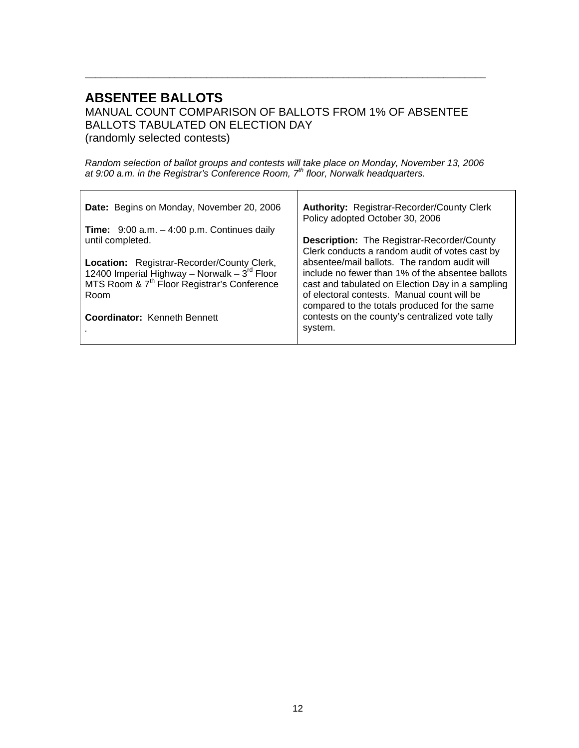---

# ABSENTEE BALLOTS

MANUAL COUNT COMPARISON OF BALLOTS FROM 1% OF ABSENTEE BALLOTS TABULATED ON ELECTION DAY
(randomly selected contests)

*Random selection of ballot groups and contests will take place on Monday, November 13, 2006 at 9:00 a.m. in the Registrar's Conference Room, 7th floor, Norwalk headquarters.*

| | |
|---|---|
| **Date:** Begins on Monday, November 20, 2006<br><br>**Time:** 9:00 a.m. – 4:00 p.m. Continues daily until completed.<br><br>**Location:** Registrar-Recorder/County Clerk, 12400 Imperial Highway – Norwalk – 3rd Floor MTS Room & 7th Floor Registrar's Conference Room<br><br>**Coordinator:** Kenneth Bennett<br>. | **Authority:** Registrar-Recorder/County Clerk Policy adopted October 30, 2006<br><br>**Description:** The Registrar-Recorder/County Clerk conducts a random audit of votes cast by absentee/mail ballots. The random audit will include no fewer than 1% of the absentee ballots cast and tabulated on Election Day in a sampling of electoral contests. Manual count will be compared to the totals produced for the same contests on the county's centralized vote tally system. |